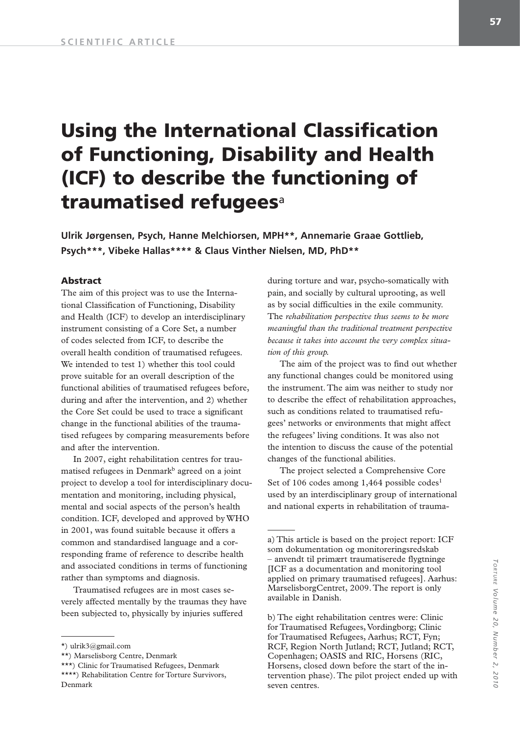# Using the International Classification of Functioning, Disability and Health (ICF) to describe the functioning of traumatised refugees[a]

**Ulrik Jørgensen, Psych, Hanne Melchiorsen, MPH**, Annemarie Graae Gottlieb, Psych***, Vibeke Hallas**** & Claus Vinther Nielsen, MD, PhD****

## Abstract

The aim of this project was to use the International Classification of Functioning, Disability and Health (ICF) to develop an interdisciplinary instrument consisting of a Core Set, a number of codes selected from ICF, to describe the overall health condition of traumatised refugees. We intended to test 1) whether this tool could prove suitable for an overall description of the functional abilities of traumatised refugees before, during and after the intervention, and 2) whether the Core Set could be used to trace a significant change in the functional abilities of the traumatised refugees by comparing measurements before and after the intervention.

In 2007, eight rehabilitation centres for traumatised refugees in Denmark[b] agreed on a joint project to develop a tool for interdisciplinary documentation and monitoring, including physical, mental and social aspects of the person's health condition. ICF, developed and approved by WHO in 2001, was found suitable because it offers a common and standardised language and a corresponding frame of reference to describe health and associated conditions in terms of functioning rather than symptoms and diagnosis.

Traumatised refugees are in most cases severely affected mentally by the traumas they have been subjected to, physically by injuries suffered during torture and war, psycho-somatically with pain, and socially by cultural uprooting, as well as by social difficulties in the exile community. The *rehabilitation perspective thus seems to be more meaningful than the traditional treatment perspective because it takes into account the very complex situation of this group.*

The aim of the project was to find out whether any functional changes could be monitored using the instrument. The aim was neither to study nor to describe the effect of rehabilitation approaches, such as conditions related to traumatised refugees' networks or environments that might affect the refugees' living conditions. It was also not the intention to discuss the cause of the potential changes of the functional abilities.

The project selected a Comprehensive Core Set of 106 codes among 1,464 possible codes[1] used by an interdisciplinary group of international and national experts in rehabilitation of trauma-

---

*) ulrik3@gmail.com

**) Marselisborg Centre, Denmark

***) Clinic for Traumatised Refugees, Denmark

****) Rehabilitation Centre for Torture Survivors, Denmark

a) This article is based on the project report: ICF som dokumentation og monitoreringsredskab – anvendt til primært traumatiserede flygtninge [ICF as a documentation and monitoring tool applied on primary traumatised refugees]. Aarhus: MarselisborgCentret, 2009. The report is only available in Danish.

b) The eight rehabilitation centres were: Clinic for Traumatised Refugees, Vordingborg; Clinic for Traumatised Refugees, Aarhus; RCT, Fyn; RCF, Region North Jutland; RCT, Jutland; RCT, Copenhagen; OASIS and RIC, Horsens (RIC, Horsens, closed down before the start of the intervention phase). The pilot project ended up with seven centres.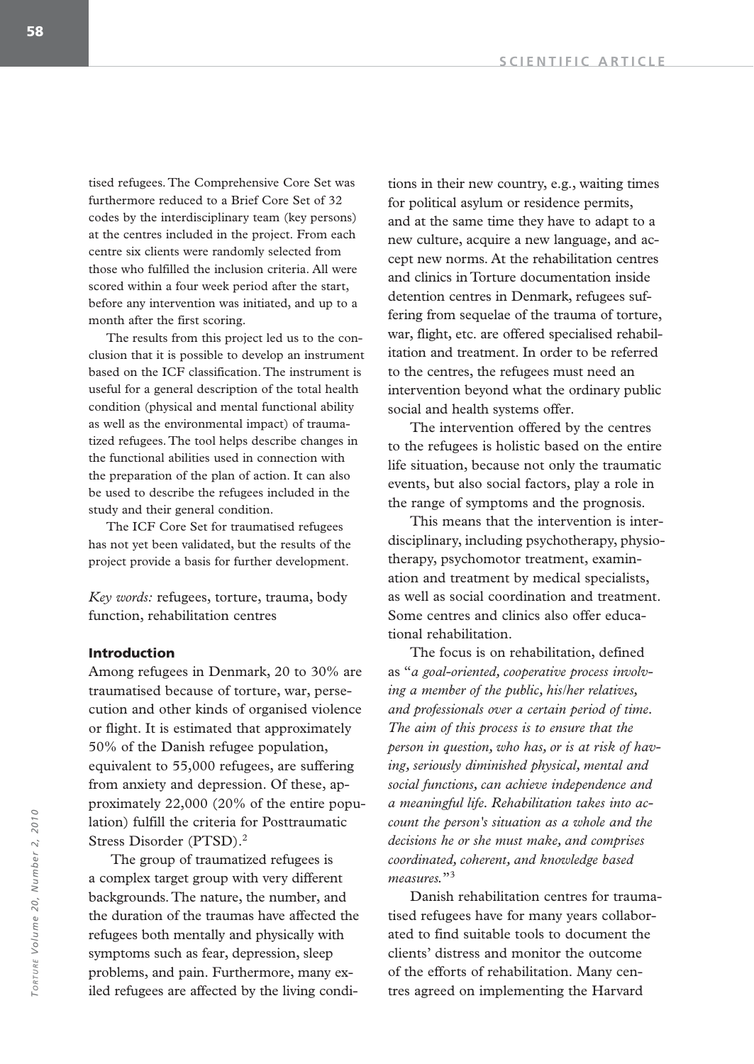tised refugees. The Comprehensive Core Set was furthermore reduced to a Brief Core Set of 32 codes by the interdisciplinary team (key persons) at the centres included in the project. From each centre six clients were randomly selected from those who fulfilled the inclusion criteria. All were scored within a four week period after the start, before any intervention was initiated, and up to a month after the first scoring.

The results from this project led us to the conclusion that it is possible to develop an instrument based on the ICF classification. The instrument is useful for a general description of the total health condition (physical and mental functional ability as well as the environmental impact) of traumatized refugees. The tool helps describe changes in the functional abilities used in connection with the preparation of the plan of action. It can also be used to describe the refugees included in the study and their general condition.

The ICF Core Set for traumatised refugees has not yet been validated, but the results of the project provide a basis for further development.

*Key words:* refugees, torture, trauma, body function, rehabilitation centres

## Introduction

Among refugees in Denmark, 20 to 30% are traumatised because of torture, war, persecution and other kinds of organised violence or flight. It is estimated that approximately 50% of the Danish refugee population, equivalent to 55,000 refugees, are suffering from anxiety and depression. Of these, approximately 22,000 (20% of the entire population) fulfill the criteria for Posttraumatic Stress Disorder (PTSD).[2]

The group of traumatized refugees is a complex target group with very different backgrounds. The nature, the number, and the duration of the traumas have affected the refugees both mentally and physically with symptoms such as fear, depression, sleep problems, and pain. Furthermore, many exiled refugees are affected by the living conditions in their new country, e.g., waiting times for political asylum or residence permits, and at the same time they have to adapt to a new culture, acquire a new language, and accept new norms. At the rehabilitation centres and clinics in Torture documentation inside detention centres in Denmark, refugees suffering from sequelae of the trauma of torture, war, flight, etc. are offered specialised rehabilitation and treatment. In order to be referred to the centres, the refugees must need an intervention beyond what the ordinary public social and health systems offer.

The intervention offered by the centres to the refugees is holistic based on the entire life situation, because not only the traumatic events, but also social factors, play a role in the range of symptoms and the prognosis.

This means that the intervention is interdisciplinary, including psychotherapy, physiotherapy, psychomotor treatment, examination and treatment by medical specialists, as well as social coordination and treatment. Some centres and clinics also offer educational rehabilitation.

The focus is on rehabilitation, defined as "*a goal-oriented, cooperative process involving a member of the public, his/her relatives, and professionals over a certain period of time. The aim of this process is to ensure that the person in question, who has, or is at risk of having, seriously diminished physical, mental and social functions, can achieve independence and a meaningful life. Rehabilitation takes into account the person's situation as a whole and the decisions he or she must make, and comprises coordinated, coherent, and knowledge based measures.*"[3]

Danish rehabilitation centres for traumatised refugees have for many years collaborated to find suitable tools to document the clients' distress and monitor the outcome of the efforts of rehabilitation. Many centres agreed on implementing the Harvard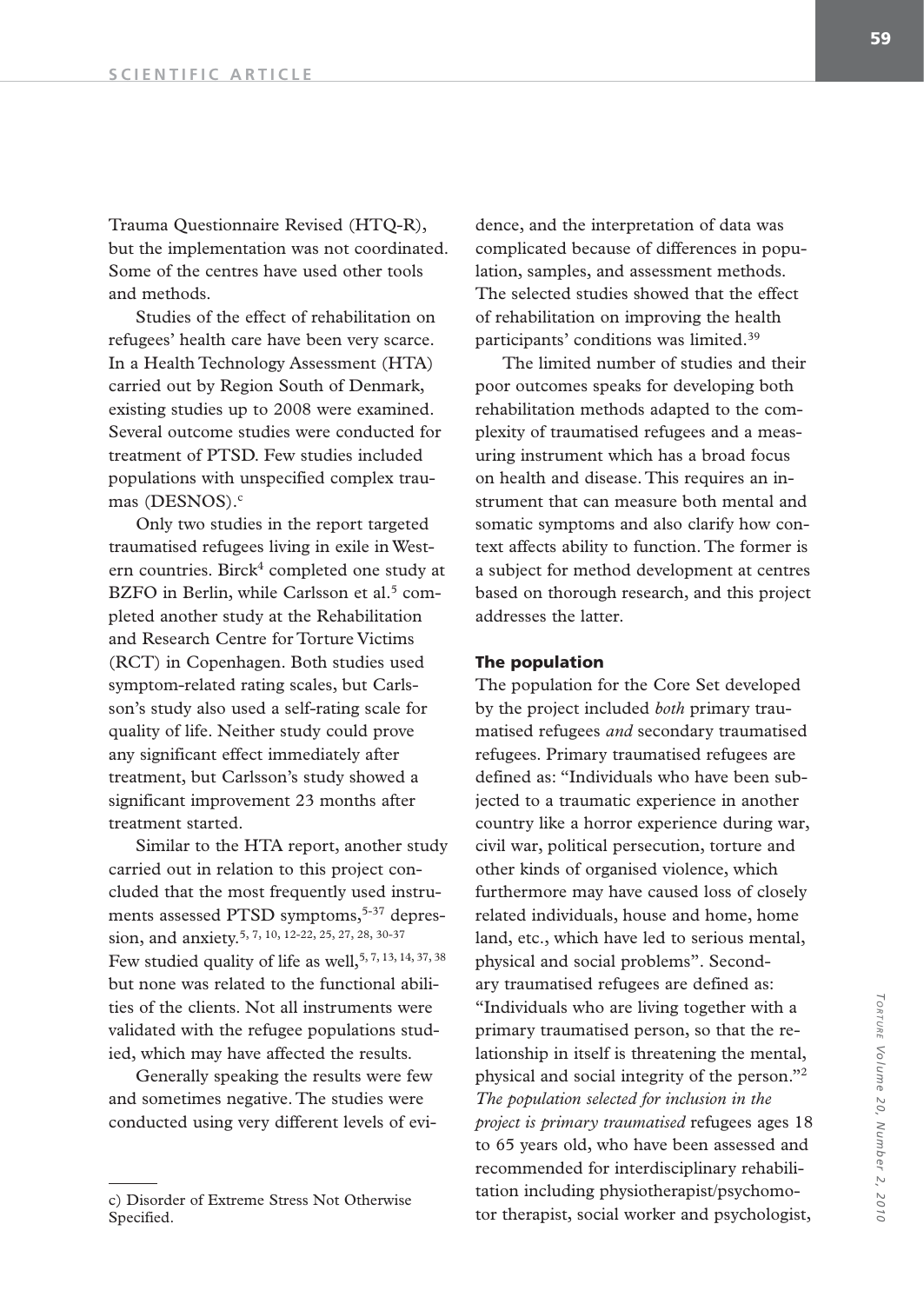Trauma Questionnaire Revised (HTQ-R), but the implementation was not coordinated. Some of the centres have used other tools and methods.

Studies of the effect of rehabilitation on refugees' health care have been very scarce. In a Health Technology Assessment (HTA) carried out by Region South of Denmark, existing studies up to 2008 were examined. Several outcome studies were conducted for treatment of PTSD. Few studies included populations with unspecified complex traumas (DESNOS).[c]

Only two studies in the report targeted traumatised refugees living in exile in Western countries. Birck[4] completed one study at BZFO in Berlin, while Carlsson et al.[5] completed another study at the Rehabilitation and Research Centre for Torture Victims (RCT) in Copenhagen. Both studies used symptom-related rating scales, but Carlsson's study also used a self-rating scale for quality of life. Neither study could prove any significant effect immediately after treatment, but Carlsson's study showed a significant improvement 23 months after treatment started.

Similar to the HTA report, another study carried out in relation to this project concluded that the most frequently used instruments assessed PTSD symptoms,[5-37] depression, and anxiety.[5, 7, 10, 12-22, 25, 27, 28, 30-37] Few studied quality of life as well,[5, 7, 13, 14, 37, 38] but none was related to the functional abilities of the clients. Not all instruments were validated with the refugee populations studied, which may have affected the results.

Generally speaking the results were few and sometimes negative. The studies were conducted using very different levels of evidence, and the interpretation of data was complicated because of differences in population, samples, and assessment methods. The selected studies showed that the effect of rehabilitation on improving the health participants' conditions was limited.[39]

The limited number of studies and their poor outcomes speaks for developing both rehabilitation methods adapted to the complexity of traumatised refugees and a measuring instrument which has a broad focus on health and disease. This requires an instrument that can measure both mental and somatic symptoms and also clarify how context affects ability to function. The former is a subject for method development at centres based on thorough research, and this project addresses the latter.

## The population

The population for the Core Set developed by the project included *both* primary traumatised refugees *and* secondary traumatised refugees. Primary traumatised refugees are defined as: "Individuals who have been subjected to a traumatic experience in another country like a horror experience during war, civil war, political persecution, torture and other kinds of organised violence, which furthermore may have caused loss of closely related individuals, house and home, home land, etc., which have led to serious mental, physical and social problems". Secondary traumatised refugees are defined as: "Individuals who are living together with a primary traumatised person, so that the relationship in itself is threatening the mental, physical and social integrity of the person."[2] *The population selected for inclusion in the project is primary traumatised* refugees ages 18 to 65 years old, who have been assessed and recommended for interdisciplinary rehabilitation including physiotherapist/psychomotor therapist, social worker and psychologist,

c) Disorder of Extreme Stress Not Otherwise Specified.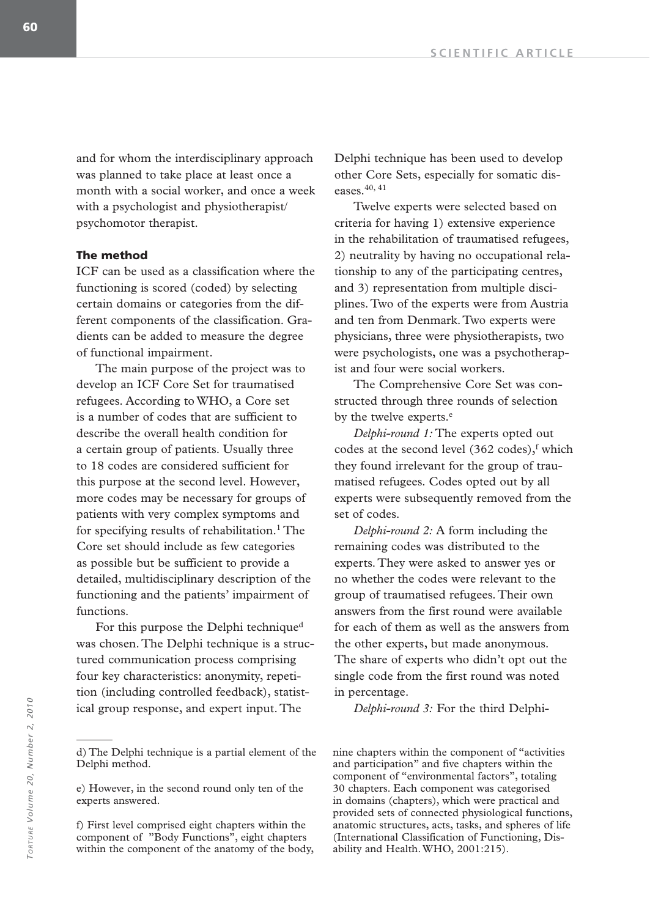and for whom the interdisciplinary approach was planned to take place at least once a month with a social worker, and once a week with a psychologist and physiotherapist/ psychomotor therapist.

### The method

ICF can be used as a classification where the functioning is scored (coded) by selecting certain domains or categories from the different components of the classification. Gradients can be added to measure the degree of functional impairment.

The main purpose of the project was to develop an ICF Core Set for traumatised refugees. According to WHO, a Core set is a number of codes that are sufficient to describe the overall health condition for a certain group of patients. Usually three to 18 codes are considered sufficient for this purpose at the second level. However, more codes may be necessary for groups of patients with very complex symptoms and for specifying results of rehabilitation.[1] The Core set should include as few categories as possible but be sufficient to provide a detailed, multidisciplinary description of the functioning and the patients' impairment of functions.

For this purpose the Delphi technique[d] was chosen. The Delphi technique is a structured communication process comprising four key characteristics: anonymity, repetition (including controlled feedback), statistical group response, and expert input. The Delphi technique has been used to develop other Core Sets, especially for somatic diseases.[40, 41]

Twelve experts were selected based on criteria for having 1) extensive experience in the rehabilitation of traumatised refugees, 2) neutrality by having no occupational relationship to any of the participating centres, and 3) representation from multiple disciplines. Two of the experts were from Austria and ten from Denmark. Two experts were physicians, three were physiotherapists, two were psychologists, one was a psychotherapist and four were social workers.

The Comprehensive Core Set was constructed through three rounds of selection by the twelve experts.[e]

*Delphi-round 1:* The experts opted out codes at the second level (362 codes),[f] which they found irrelevant for the group of traumatised refugees. Codes opted out by all experts were subsequently removed from the set of codes.

*Delphi-round 2:* A form including the remaining codes was distributed to the experts. They were asked to answer yes or no whether the codes were relevant to the group of traumatised refugees. Their own answers from the first round were available for each of them as well as the answers from the other experts, but made anonymous. The share of experts who didn't opt out the single code from the first round was noted in percentage.

*Delphi-round 3:* For the third Delphi-

---

d) The Delphi technique is a partial element of the Delphi method.

e) However, in the second round only ten of the experts answered.

f) First level comprised eight chapters within the component of "Body Functions", eight chapters within the component of the anatomy of the body, nine chapters within the component of "activities and participation" and five chapters within the component of "environmental factors", totaling 30 chapters. Each component was categorised in domains (chapters), which were practical and provided sets of connected physiological functions, anatomic structures, acts, tasks, and spheres of life (International Classification of Functioning, Disability and Health. WHO, 2001:215).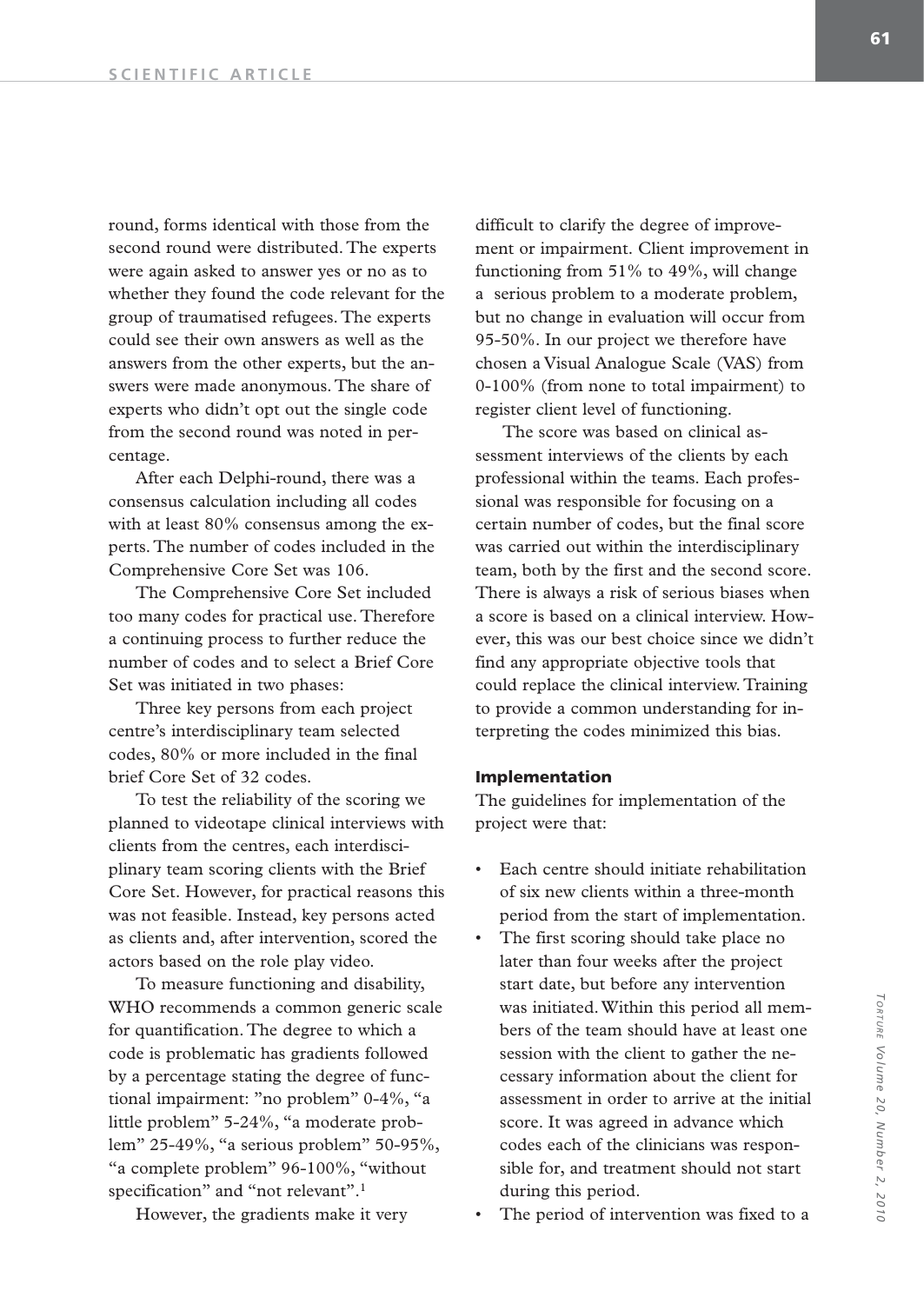round, forms identical with those from the second round were distributed. The experts were again asked to answer yes or no as to whether they found the code relevant for the group of traumatised refugees. The experts could see their own answers as well as the answers from the other experts, but the answers were made anonymous. The share of experts who didn't opt out the single code from the second round was noted in percentage.

After each Delphi-round, there was a consensus calculation including all codes with at least 80% consensus among the experts. The number of codes included in the Comprehensive Core Set was 106.

The Comprehensive Core Set included too many codes for practical use. Therefore a continuing process to further reduce the number of codes and to select a Brief Core Set was initiated in two phases:

Three key persons from each project centre's interdisciplinary team selected codes, 80% or more included in the final brief Core Set of 32 codes.

To test the reliability of the scoring we planned to videotape clinical interviews with clients from the centres, each interdisciplinary team scoring clients with the Brief Core Set. However, for practical reasons this was not feasible. Instead, key persons acted as clients and, after intervention, scored the actors based on the role play video.

To measure functioning and disability, WHO recommends a common generic scale for quantification. The degree to which a code is problematic has gradients followed by a percentage stating the degree of functional impairment: "no problem" 0-4%, "a little problem" 5-24%, "a moderate problem" 25-49%, "a serious problem" 50-95%, "a complete problem" 96-100%, "without specification" and "not relevant".[1]

However, the gradients make it very difficult to clarify the degree of improvement or impairment. Client improvement in functioning from 51% to 49%, will change a serious problem to a moderate problem, but no change in evaluation will occur from 95-50%. In our project we therefore have chosen a Visual Analogue Scale (VAS) from 0-100% (from none to total impairment) to register client level of functioning.

The score was based on clinical assessment interviews of the clients by each professional within the teams. Each professional was responsible for focusing on a certain number of codes, but the final score was carried out within the interdisciplinary team, both by the first and the second score. There is always a risk of serious biases when a score is based on a clinical interview. However, this was our best choice since we didn't find any appropriate objective tools that could replace the clinical interview. Training to provide a common understanding for interpreting the codes minimized this bias.

#### Implementation

The guidelines for implementation of the project were that:

- Each centre should initiate rehabilitation of six new clients within a three-month period from the start of implementation.
- The first scoring should take place no later than four weeks after the project start date, but before any intervention was initiated. Within this period all members of the team should have at least one session with the client to gather the necessary information about the client for assessment in order to arrive at the initial score. It was agreed in advance which codes each of the clinicians was responsible for, and treatment should not start during this period.
- The period of intervention was fixed to a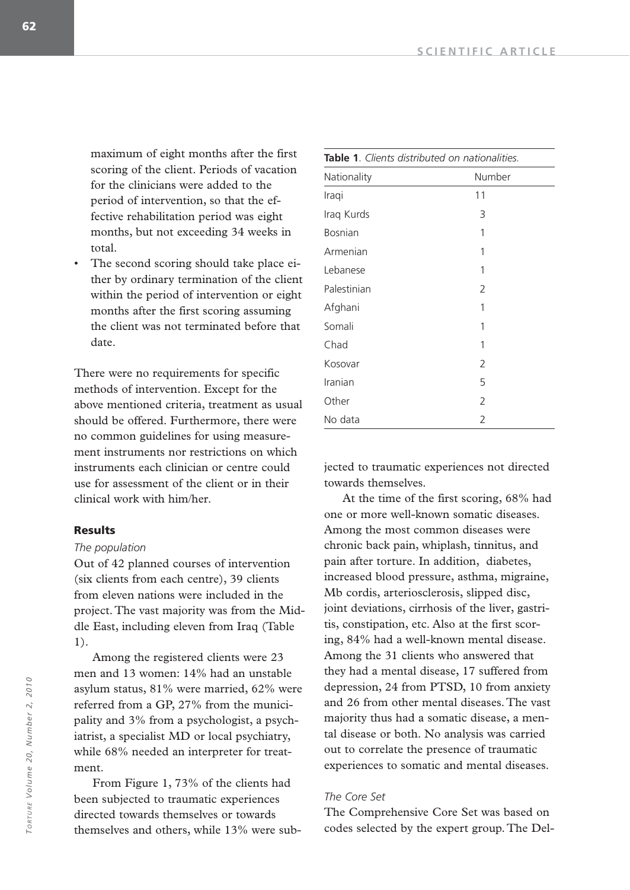maximum of eight months after the first scoring of the client. Periods of vacation for the clinicians were added to the period of intervention, so that the effective rehabilitation period was eight months, but not exceeding 34 weeks in total.

- The second scoring should take place either by ordinary termination of the client within the period of intervention or eight months after the first scoring assuming the client was not terminated before that date.

There were no requirements for specific methods of intervention. Except for the above mentioned criteria, treatment as usual should be offered. Furthermore, there were no common guidelines for using measurement instruments nor restrictions on which instruments each clinician or centre could use for assessment of the client or in their clinical work with him/her.

## Results

### *The population*

Out of 42 planned courses of intervention (six clients from each centre), 39 clients from eleven nations were included in the project. The vast majority was from the Middle East, including eleven from Iraq (Table 1).

**Table 1**. *Clients distributed on nationalities.*

| Nationality | Number |
|---|---|
| Iraqi | 11 |
| Iraq Kurds | 3 |
| Bosnian | 1 |
| Armenian | 1 |
| Lebanese | 1 |
| Palestinian | 2 |
| Afghani | 1 |
| Somali | 1 |
| Chad | 1 |
| Kosovar | 2 |
| Iranian | 5 |
| Other | 2 |
| No data | 2 |

Among the registered clients were 23 men and 13 women: 14% had an unstable asylum status, 81% were married, 62% were referred from a GP, 27% from the municipality and 3% from a psychologist, a psychiatrist, a specialist MD or local psychiatry, while 68% needed an interpreter for treatment.

From Figure 1, 73% of the clients had been subjected to traumatic experiences directed towards themselves or towards themselves and others, while 13% were subjected to traumatic experiences not directed towards themselves.

At the time of the first scoring, 68% had one or more well-known somatic diseases. Among the most common diseases were chronic back pain, whiplash, tinnitus, and pain after torture. In addition, diabetes, increased blood pressure, asthma, migraine, Mb cordis, arteriosclerosis, slipped disc, joint deviations, cirrhosis of the liver, gastritis, constipation, etc. Also at the first scoring, 84% had a well-known mental disease. Among the 31 clients who answered that they had a mental disease, 17 suffered from depression, 24 from PTSD, 10 from anxiety and 26 from other mental diseases. The vast majority thus had a somatic disease, a mental disease or both. No analysis was carried out to correlate the presence of traumatic experiences to somatic and mental diseases.

### *The Core Set*

The Comprehensive Core Set was based on codes selected by the expert group. The Del-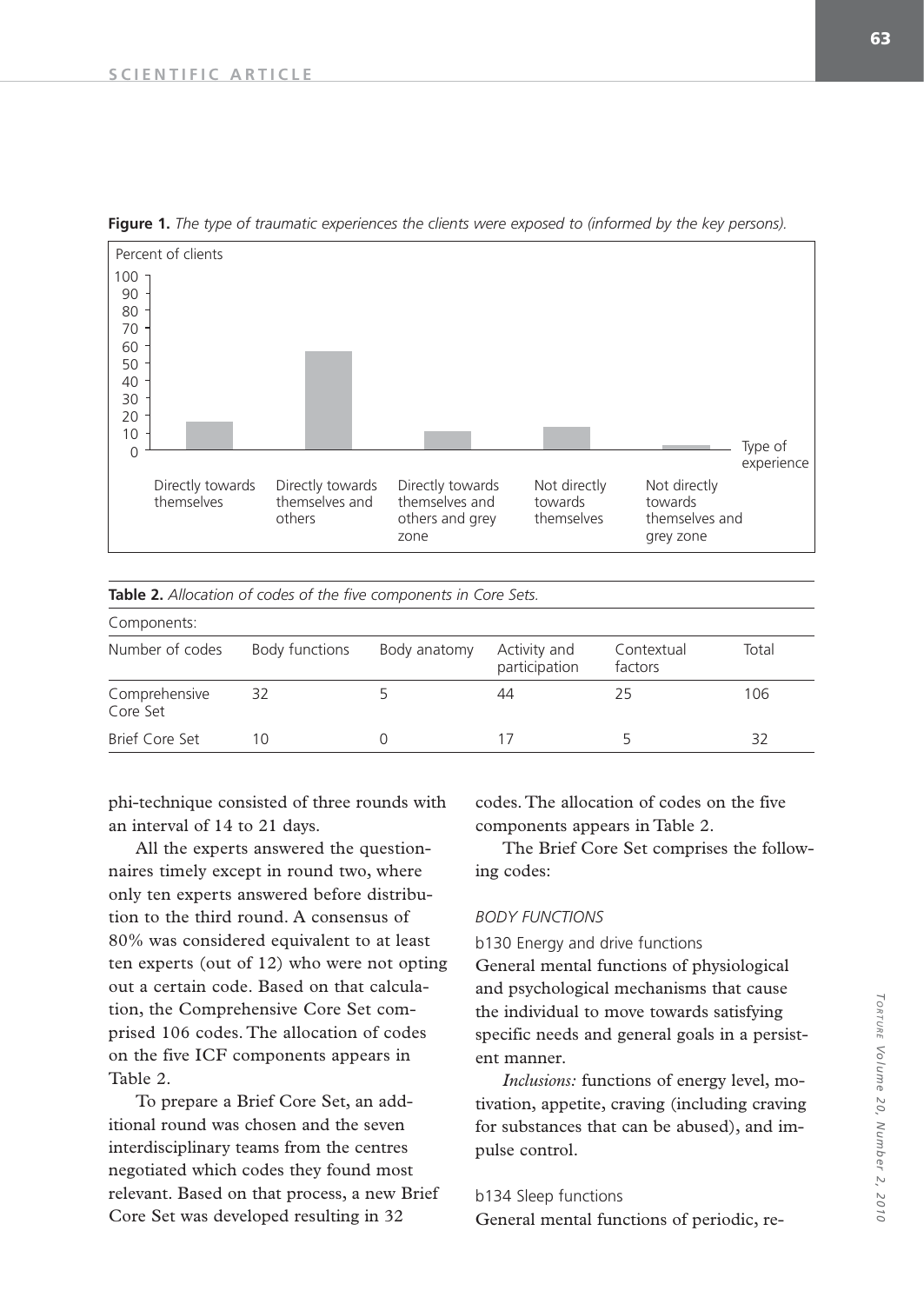**Figure 1.** *The type of traumatic experiences the clients were exposed to (informed by the key persons).*

**Table 2.** *Allocation of codes of the five components in Core Sets.*

| Components: | | | | | |
|---|---|---|---|---|---|
| Number of codes | Body functions | Body anatomy | Activity and participation | Contextual factors | Total |
| Comprehensive Core Set | 32 | 5 | 44 | 25 | 106 |
| Brief Core Set | 10 | 0 | 17 | 5 | 32 |

phi-technique consisted of three rounds with an interval of 14 to 21 days.

All the experts answered the questionnaires timely except in round two, where only ten experts answered before distribution to the third round. A consensus of 80% was considered equivalent to at least ten experts (out of 12) who were not opting out a certain code. Based on that calculation, the Comprehensive Core Set comprised 106 codes. The allocation of codes on the five ICF components appears in Table 2.

To prepare a Brief Core Set, an additional round was chosen and the seven interdisciplinary teams from the centres negotiated which codes they found most relevant. Based on that process, a new Brief Core Set was developed resulting in 32 codes. The allocation of codes on the five components appears in Table 2.

The Brief Core Set comprises the following codes:

*BODY FUNCTIONS*

b130 Energy and drive functions
General mental functions of physiological and psychological mechanisms that cause the individual to move towards satisfying specific needs and general goals in a persistent manner.

*Inclusions:* functions of energy level, motivation, appetite, craving (including craving for substances that can be abused), and impulse control.

b134 Sleep functions
General mental functions of periodic, re-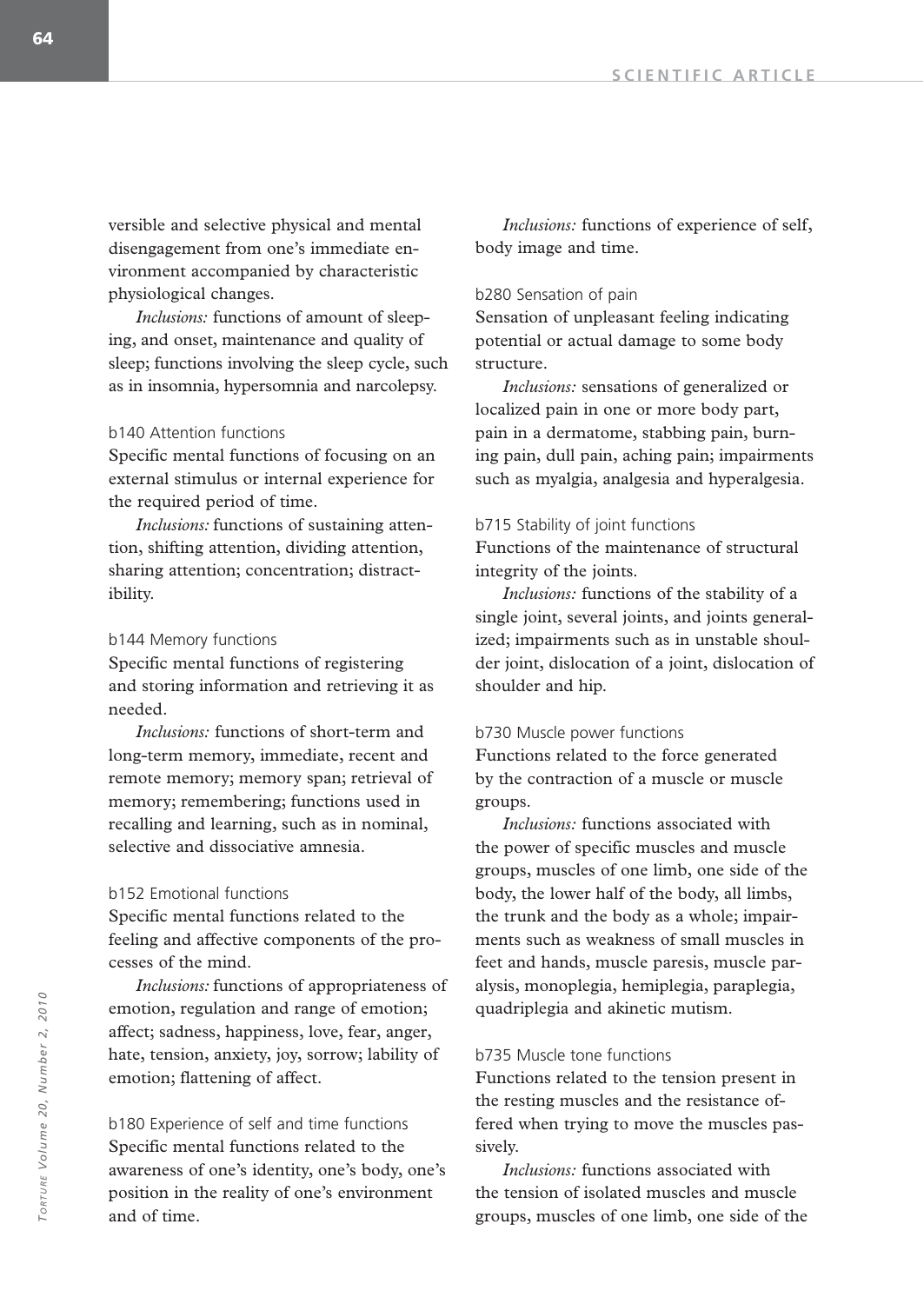versible and selective physical and mental disengagement from one's immediate environment accompanied by characteristic physiological changes.

*Inclusions:* functions of amount of sleeping, and onset, maintenance and quality of sleep; functions involving the sleep cycle, such as in insomnia, hypersomnia and narcolepsy.

b140 Attention functions

Specific mental functions of focusing on an external stimulus or internal experience for the required period of time.

*Inclusions:* functions of sustaining attention, shifting attention, dividing attention, sharing attention; concentration; distractibility.

b144 Memory functions

Specific mental functions of registering and storing information and retrieving it as needed.

*Inclusions:* functions of short-term and long-term memory, immediate, recent and remote memory; memory span; retrieval of memory; remembering; functions used in recalling and learning, such as in nominal, selective and dissociative amnesia.

b152 Emotional functions

Specific mental functions related to the feeling and affective components of the processes of the mind.

*Inclusions:* functions of appropriateness of emotion, regulation and range of emotion; affect; sadness, happiness, love, fear, anger, hate, tension, anxiety, joy, sorrow; lability of emotion; flattening of affect.

b180 Experience of self and time functions

Specific mental functions related to the awareness of one's identity, one's body, one's position in the reality of one's environment and of time.

*Inclusions:* functions of experience of self, body image and time.

b280 Sensation of pain

Sensation of unpleasant feeling indicating potential or actual damage to some body structure.

*Inclusions:* sensations of generalized or localized pain in one or more body part, pain in a dermatome, stabbing pain, burning pain, dull pain, aching pain; impairments such as myalgia, analgesia and hyperalgesia.

b715 Stability of joint functions

Functions of the maintenance of structural integrity of the joints.

*Inclusions:* functions of the stability of a single joint, several joints, and joints generalized; impairments such as in unstable shoulder joint, dislocation of a joint, dislocation of shoulder and hip.

b730 Muscle power functions

Functions related to the force generated by the contraction of a muscle or muscle groups.

*Inclusions:* functions associated with the power of specific muscles and muscle groups, muscles of one limb, one side of the body, the lower half of the body, all limbs, the trunk and the body as a whole; impairments such as weakness of small muscles in feet and hands, muscle paresis, muscle paralysis, monoplegia, hemiplegia, paraplegia, quadriplegia and akinetic mutism.

b735 Muscle tone functions

Functions related to the tension present in the resting muscles and the resistance offered when trying to move the muscles passively.

*Inclusions:* functions associated with the tension of isolated muscles and muscle groups, muscles of one limb, one side of the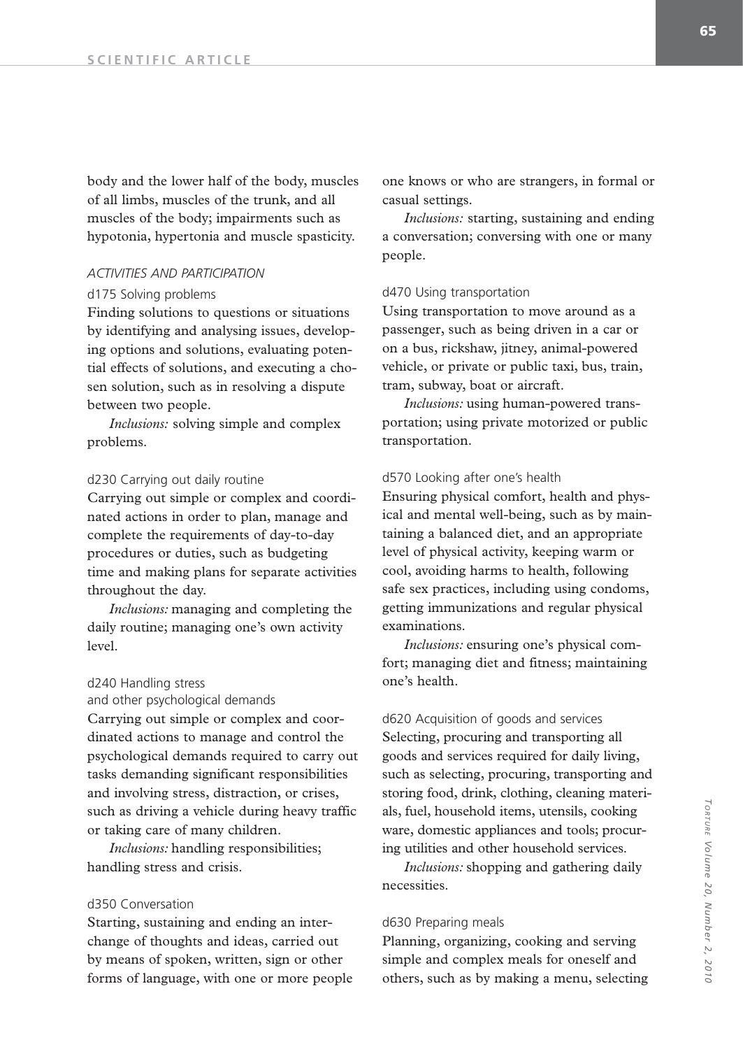body and the lower half of the body, muscles of all limbs, muscles of the trunk, and all muscles of the body; impairments such as hypotonia, hypertonia and muscle spasticity.

*ACTIVITIES AND PARTICIPATION*

d175 Solving problems

Finding solutions to questions or situations by identifying and analysing issues, developing options and solutions, evaluating potential effects of solutions, and executing a chosen solution, such as in resolving a dispute between two people.

*Inclusions:* solving simple and complex problems.

d230 Carrying out daily routine

Carrying out simple or complex and coordinated actions in order to plan, manage and complete the requirements of day-to-day procedures or duties, such as budgeting time and making plans for separate activities throughout the day.

*Inclusions:* managing and completing the daily routine; managing one's own activity level.

d240 Handling stress and other psychological demands

Carrying out simple or complex and coordinated actions to manage and control the psychological demands required to carry out tasks demanding significant responsibilities and involving stress, distraction, or crises, such as driving a vehicle during heavy traffic or taking care of many children.

*Inclusions:* handling responsibilities; handling stress and crisis.

d350 Conversation

Starting, sustaining and ending an interchange of thoughts and ideas, carried out by means of spoken, written, sign or other forms of language, with one or more people one knows or who are strangers, in formal or casual settings.

*Inclusions:* starting, sustaining and ending a conversation; conversing with one or many people.

d470 Using transportation

Using transportation to move around as a passenger, such as being driven in a car or on a bus, rickshaw, jitney, animal-powered vehicle, or private or public taxi, bus, train, tram, subway, boat or aircraft.

*Inclusions:* using human-powered transportation; using private motorized or public transportation.

d570 Looking after one's health

Ensuring physical comfort, health and physical and mental well-being, such as by maintaining a balanced diet, and an appropriate level of physical activity, keeping warm or cool, avoiding harms to health, following safe sex practices, including using condoms, getting immunizations and regular physical examinations.

*Inclusions:* ensuring one's physical comfort; managing diet and fitness; maintaining one's health.

d620 Acquisition of goods and services

Selecting, procuring and transporting all goods and services required for daily living, such as selecting, procuring, transporting and storing food, drink, clothing, cleaning materials, fuel, household items, utensils, cooking ware, domestic appliances and tools; procuring utilities and other household services.

*Inclusions:* shopping and gathering daily necessities.

d630 Preparing meals

Planning, organizing, cooking and serving simple and complex meals for oneself and others, such as by making a menu, selecting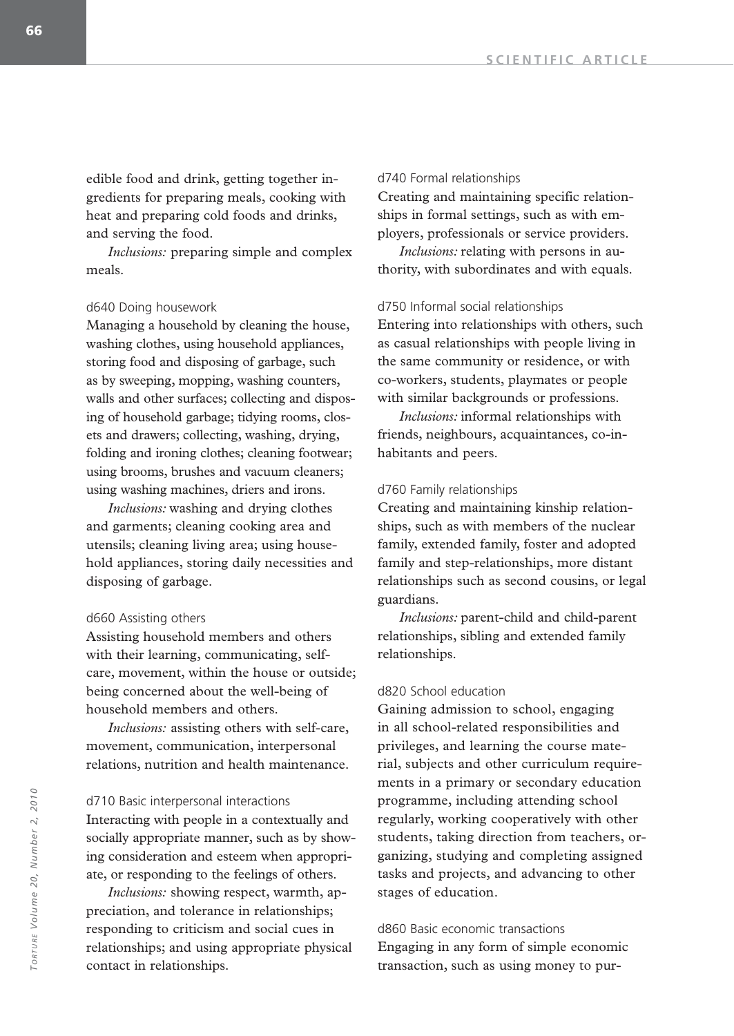edible food and drink, getting together ingredients for preparing meals, cooking with heat and preparing cold foods and drinks, and serving the food.

*Inclusions:* preparing simple and complex meals.

d640 Doing housework

Managing a household by cleaning the house, washing clothes, using household appliances, storing food and disposing of garbage, such as by sweeping, mopping, washing counters, walls and other surfaces; collecting and disposing of household garbage; tidying rooms, closets and drawers; collecting, washing, drying, folding and ironing clothes; cleaning footwear; using brooms, brushes and vacuum cleaners; using washing machines, driers and irons.

*Inclusions:* washing and drying clothes and garments; cleaning cooking area and utensils; cleaning living area; using household appliances, storing daily necessities and disposing of garbage.

d660 Assisting others

Assisting household members and others with their learning, communicating, self-care, movement, within the house or outside; being concerned about the well-being of household members and others.

*Inclusions:* assisting others with self-care, movement, communication, interpersonal relations, nutrition and health maintenance.

d710 Basic interpersonal interactions

Interacting with people in a contextually and socially appropriate manner, such as by showing consideration and esteem when appropriate, or responding to the feelings of others.

*Inclusions:* showing respect, warmth, appreciation, and tolerance in relationships; responding to criticism and social cues in relationships; and using appropriate physical contact in relationships.

d740 Formal relationships

Creating and maintaining specific relationships in formal settings, such as with employers, professionals or service providers.

*Inclusions:* relating with persons in authority, with subordinates and with equals.

d750 Informal social relationships

Entering into relationships with others, such as casual relationships with people living in the same community or residence, or with co-workers, students, playmates or people with similar backgrounds or professions.

*Inclusions:* informal relationships with friends, neighbours, acquaintances, co-inhabitants and peers.

d760 Family relationships

Creating and maintaining kinship relationships, such as with members of the nuclear family, extended family, foster and adopted family and step-relationships, more distant relationships such as second cousins, or legal guardians.

*Inclusions:* parent-child and child-parent relationships, sibling and extended family relationships.

d820 School education

Gaining admission to school, engaging in all school-related responsibilities and privileges, and learning the course material, subjects and other curriculum requirements in a primary or secondary education programme, including attending school regularly, working cooperatively with other students, taking direction from teachers, organizing, studying and completing assigned tasks and projects, and advancing to other stages of education.

d860 Basic economic transactions

Engaging in any form of simple economic transaction, such as using money to pur-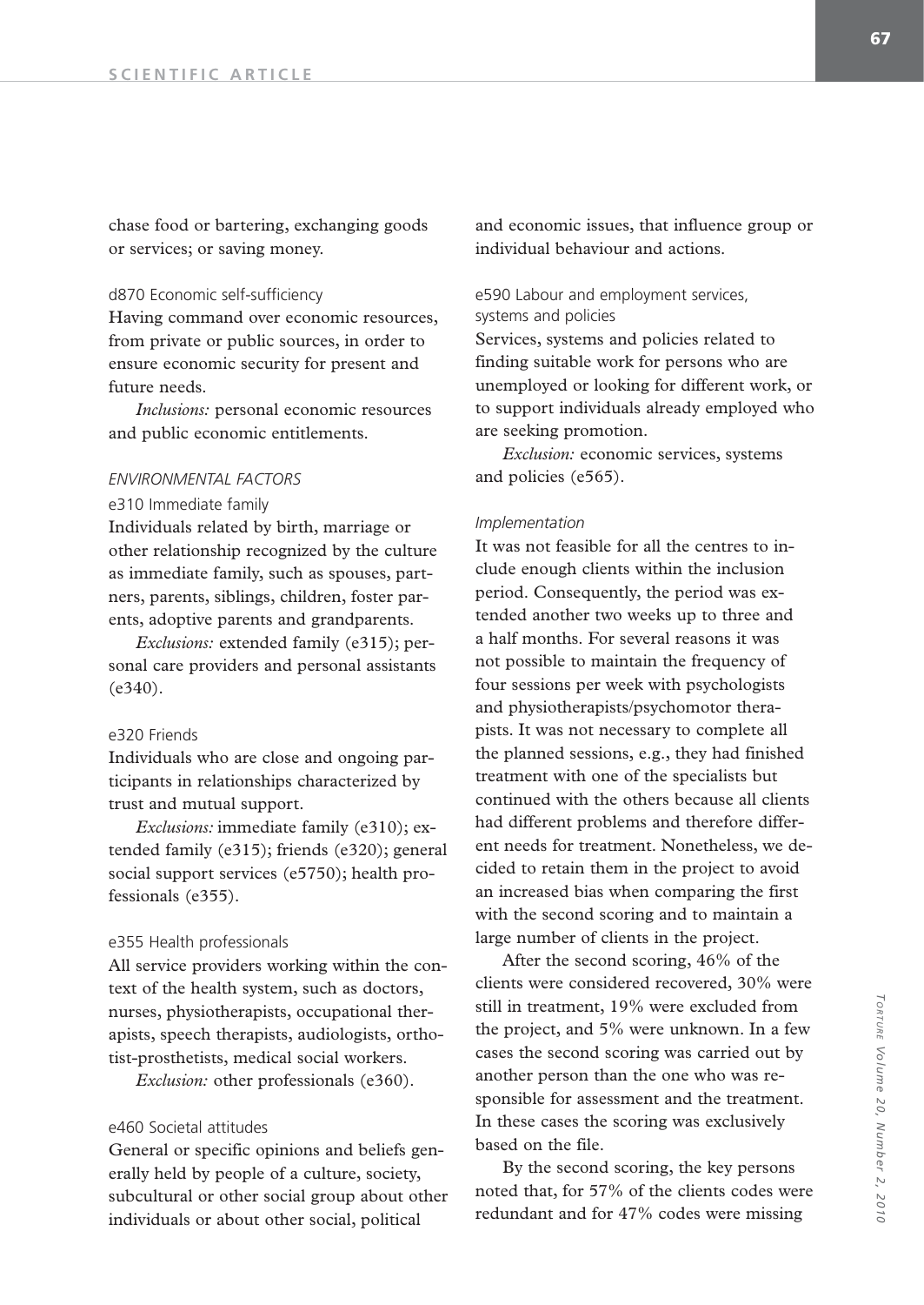chase food or bartering, exchanging goods or services; or saving money.

d870 Economic self-sufficiency

Having command over economic resources, from private or public sources, in order to ensure economic security for present and future needs.

*Inclusions:* personal economic resources and public economic entitlements.

*ENVIRONMENTAL FACTORS*

e310 Immediate family

Individuals related by birth, marriage or other relationship recognized by the culture as immediate family, such as spouses, partners, parents, siblings, children, foster parents, adoptive parents and grandparents.

*Exclusions:* extended family (e315); personal care providers and personal assistants (e340).

e320 Friends

Individuals who are close and ongoing participants in relationships characterized by trust and mutual support.

*Exclusions:* immediate family (e310); extended family (e315); friends (e320); general social support services (e5750); health professionals (e355).

e355 Health professionals

All service providers working within the context of the health system, such as doctors, nurses, physiotherapists, occupational therapists, speech therapists, audiologists, orthotist-prosthetists, medical social workers.

*Exclusion:* other professionals (e360).

e460 Societal attitudes

General or specific opinions and beliefs generally held by people of a culture, society, subcultural or other social group about other individuals or about other social, political and economic issues, that influence group or individual behaviour and actions.

e590 Labour and employment services, systems and policies

Services, systems and policies related to finding suitable work for persons who are unemployed or looking for different work, or to support individuals already employed who are seeking promotion.

*Exclusion:* economic services, systems and policies (e565).

*Implementation*

It was not feasible for all the centres to include enough clients within the inclusion period. Consequently, the period was extended another two weeks up to three and a half months. For several reasons it was not possible to maintain the frequency of four sessions per week with psychologists and physiotherapists/psychomotor therapists. It was not necessary to complete all the planned sessions, e.g., they had finished treatment with one of the specialists but continued with the others because all clients had different problems and therefore different needs for treatment. Nonetheless, we decided to retain them in the project to avoid an increased bias when comparing the first with the second scoring and to maintain a large number of clients in the project.

After the second scoring, 46% of the clients were considered recovered, 30% were still in treatment, 19% were excluded from the project, and 5% were unknown. In a few cases the second scoring was carried out by another person than the one who was responsible for assessment and the treatment. In these cases the scoring was exclusively based on the file.

By the second scoring, the key persons noted that, for 57% of the clients codes were redundant and for 47% codes were missing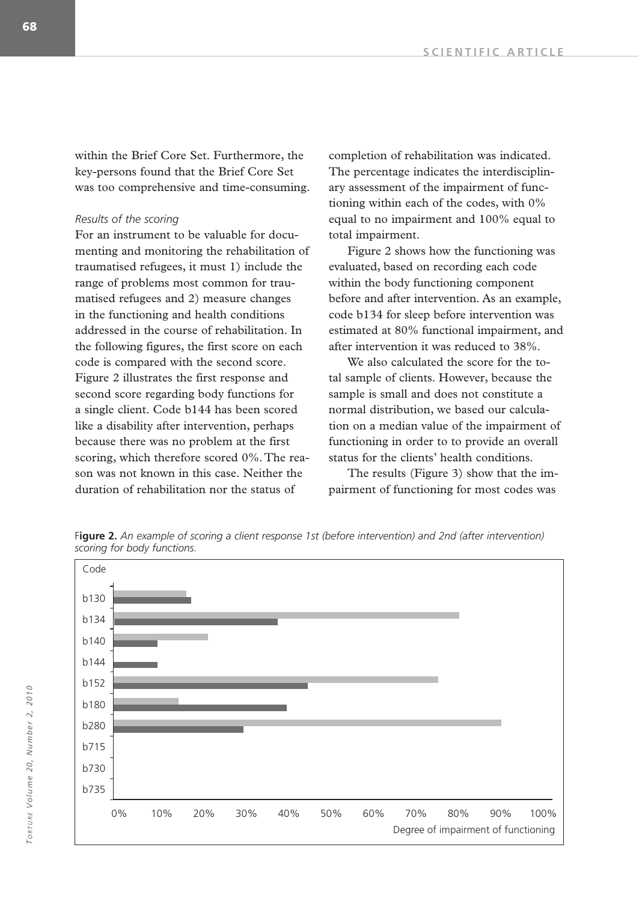within the Brief Core Set. Furthermore, the key-persons found that the Brief Core Set was too comprehensive and time-consuming.

*Results of the scoring*

For an instrument to be valuable for documenting and monitoring the rehabilitation of traumatised refugees, it must 1) include the range of problems most common for traumatised refugees and 2) measure changes in the functioning and health conditions addressed in the course of rehabilitation. In the following figures, the first score on each code is compared with the second score. Figure 2 illustrates the first response and second score regarding body functions for a single client. Code b144 has been scored like a disability after intervention, perhaps because there was no problem at the first scoring, which therefore scored 0%. The reason was not known in this case. Neither the duration of rehabilitation nor the status of completion of rehabilitation was indicated. The percentage indicates the interdisciplinary assessment of the impairment of functioning within each of the codes, with 0% equal to no impairment and 100% equal to total impairment.

Figure 2 shows how the functioning was evaluated, based on recording each code within the body functioning component before and after intervention. As an example, code b134 for sleep before intervention was estimated at 80% functional impairment, and after intervention it was reduced to 38%.

We also calculated the score for the total sample of clients. However, because the sample is small and does not constitute a normal distribution, we based our calculation on a median value of the impairment of functioning in order to to provide an overall status for the clients' health conditions.

The results (Figure 3) show that the impairment of functioning for most codes was

**Figure 2.** *An example of scoring a client response 1st (before intervention) and 2nd (after intervention) scoring for body functions.*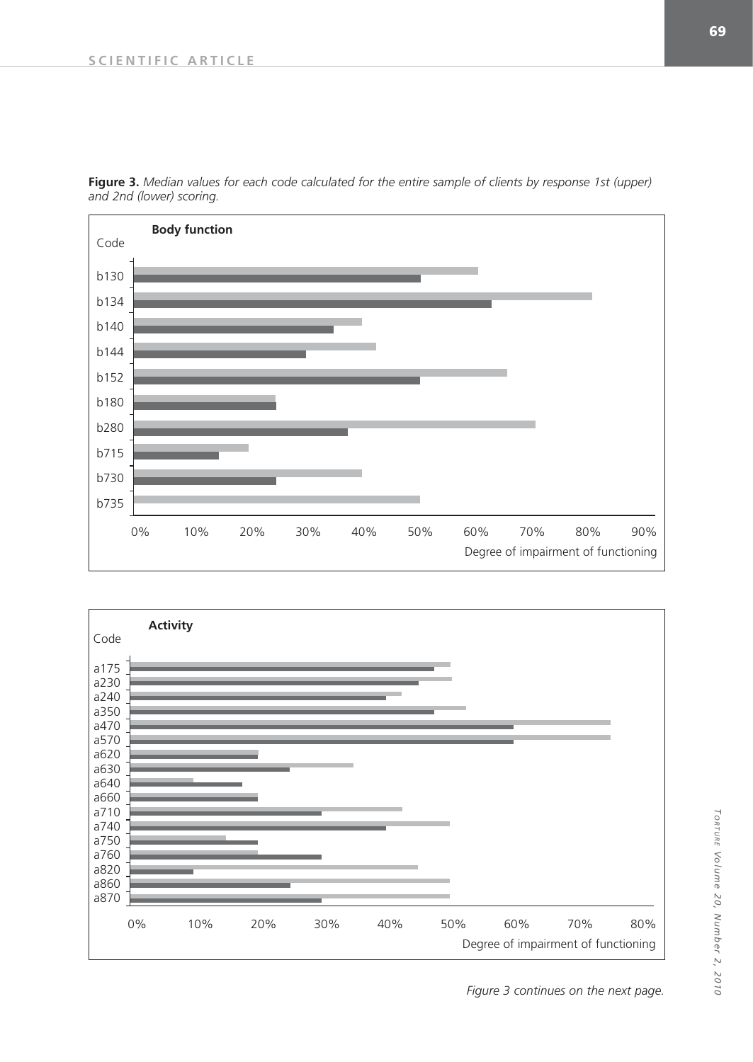**Figure 3.** *Median values for each code calculated for the entire sample of clients by response 1st (upper) and 2nd (lower) scoring.*

*Figure 3 continues on the next page.*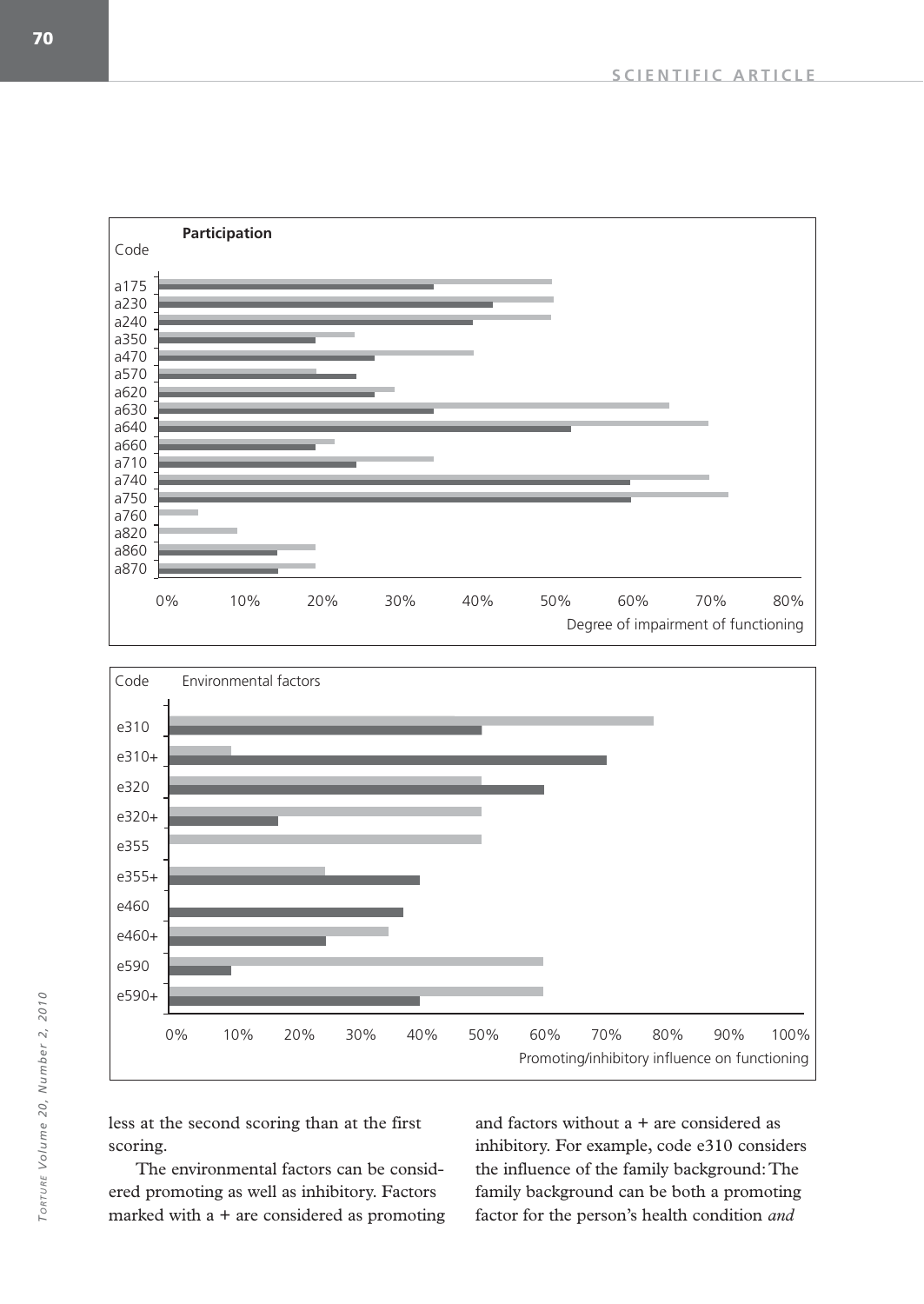less at the second scoring than at the first scoring.

The environmental factors can be considered promoting as well as inhibitory. Factors marked with a + are considered as promoting and factors without a + are considered as inhibitory. For example, code e310 considers the influence of the family background: The family background can be both a promoting factor for the person's health condition *and*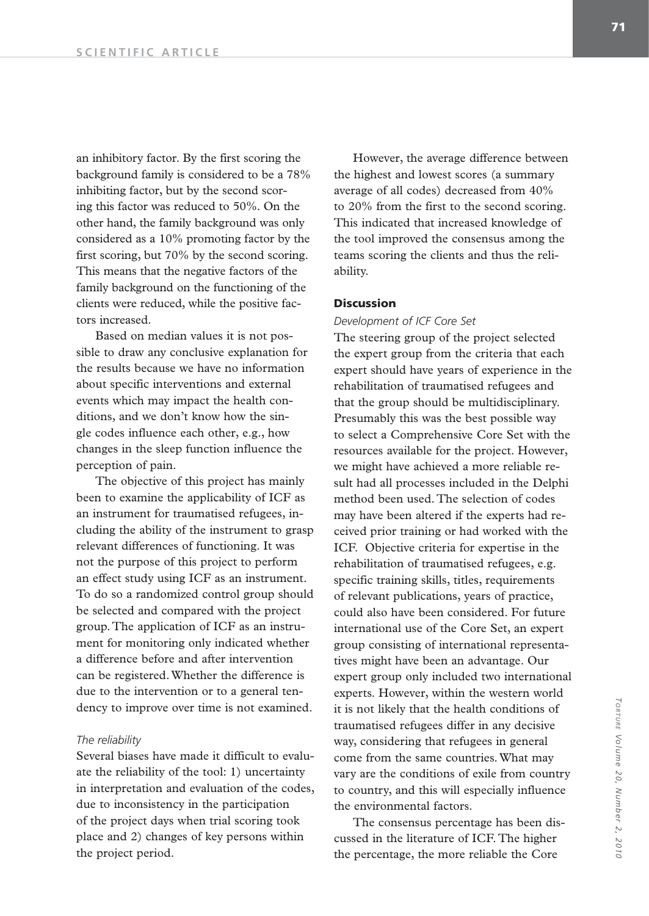an inhibitory factor. By the first scoring the background family is considered to be a 78% inhibiting factor, but by the second scoring this factor was reduced to 50%. On the other hand, the family background was only considered as a 10% promoting factor by the first scoring, but 70% by the second scoring. This means that the negative factors of the family background on the functioning of the clients were reduced, while the positive factors increased.

Based on median values it is not possible to draw any conclusive explanation for the results because we have no information about specific interventions and external events which may impact the health conditions, and we don't know how the single codes influence each other, e.g., how changes in the sleep function influence the perception of pain.

The objective of this project has mainly been to examine the applicability of ICF as an instrument for traumatised refugees, including the ability of the instrument to grasp relevant differences of functioning. It was not the purpose of this project to perform an effect study using ICF as an instrument. To do so a randomized control group should be selected and compared with the project group. The application of ICF as an instrument for monitoring only indicated whether a difference before and after intervention can be registered. Whether the difference is due to the intervention or to a general tendency to improve over time is not examined.

*The reliability*

Several biases have made it difficult to evaluate the reliability of the tool: 1) uncertainty in interpretation and evaluation of the codes, due to inconsistency in the participation of the project days when trial scoring took place and 2) changes of key persons within the project period.

However, the average difference between the highest and lowest scores (a summary average of all codes) decreased from 40% to 20% from the first to the second scoring. This indicated that increased knowledge of the tool improved the consensus among the teams scoring the clients and thus the reliability.

## Discussion

*Development of ICF Core Set*

The steering group of the project selected the expert group from the criteria that each expert should have years of experience in the rehabilitation of traumatised refugees and that the group should be multidisciplinary. Presumably this was the best possible way to select a Comprehensive Core Set with the resources available for the project. However, we might have achieved a more reliable result had all processes included in the Delphi method been used. The selection of codes may have been altered if the experts had received prior training or had worked with the ICF. Objective criteria for expertise in the rehabilitation of traumatised refugees, e.g. specific training skills, titles, requirements of relevant publications, years of practice, could also have been considered. For future international use of the Core Set, an expert group consisting of international representatives might have been an advantage. Our expert group only included two international experts. However, within the western world it is not likely that the health conditions of traumatised refugees differ in any decisive way, considering that refugees in general come from the same countries. What may vary are the conditions of exile from country to country, and this will especially influence the environmental factors.

The consensus percentage has been discussed in the literature of ICF. The higher the percentage, the more reliable the Core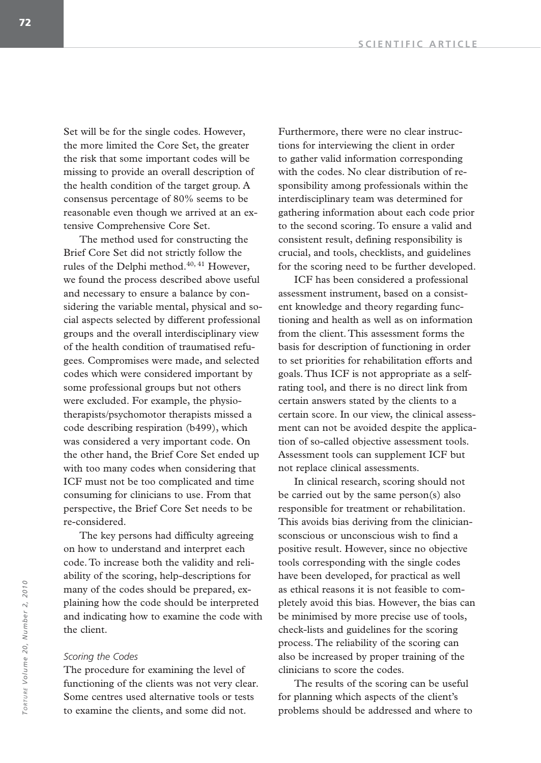Set will be for the single codes. However, the more limited the Core Set, the greater the risk that some important codes will be missing to provide an overall description of the health condition of the target group. A consensus percentage of 80% seems to be reasonable even though we arrived at an extensive Comprehensive Core Set.

The method used for constructing the Brief Core Set did not strictly follow the rules of the Delphi method.[40, 41] However, we found the process described above useful and necessary to ensure a balance by considering the variable mental, physical and social aspects selected by different professional groups and the overall interdisciplinary view of the health condition of traumatised refugees. Compromises were made, and selected codes which were considered important by some professional groups but not others were excluded. For example, the physiotherapists/psychomotor therapists missed a code describing respiration (b499), which was considered a very important code. On the other hand, the Brief Core Set ended up with too many codes when considering that ICF must not be too complicated and time consuming for clinicians to use. From that perspective, the Brief Core Set needs to be re-considered.

The key persons had difficulty agreeing on how to understand and interpret each code. To increase both the validity and reliability of the scoring, help-descriptions for many of the codes should be prepared, explaining how the code should be interpreted and indicating how to examine the code with the client.

*Scoring the Codes*

The procedure for examining the level of functioning of the clients was not very clear. Some centres used alternative tools or tests to examine the clients, and some did not. Furthermore, there were no clear instructions for interviewing the client in order to gather valid information corresponding with the codes. No clear distribution of responsibility among professionals within the interdisciplinary team was determined for gathering information about each code prior to the second scoring. To ensure a valid and consistent result, defining responsibility is crucial, and tools, checklists, and guidelines for the scoring need to be further developed.

ICF has been considered a professional assessment instrument, based on a consistent knowledge and theory regarding functioning and health as well as on information from the client. This assessment forms the basis for description of functioning in order to set priorities for rehabilitation efforts and goals. Thus ICF is not appropriate as a self-rating tool, and there is no direct link from certain answers stated by the clients to a certain score. In our view, the clinical assessment can not be avoided despite the application of so-called objective assessment tools. Assessment tools can supplement ICF but not replace clinical assessments.

In clinical research, scoring should not be carried out by the same person(s) also responsible for treatment or rehabilitation. This avoids bias deriving from the clinicians­conscious or unconscious wish to find a positive result. However, since no objective tools corresponding with the single codes have been developed, for practical as well as ethical reasons it is not feasible to completely avoid this bias. However, the bias can be minimised by more precise use of tools, check-lists and guidelines for the scoring process. The reliability of the scoring can also be increased by proper training of the clinicians to score the codes.

The results of the scoring can be useful for planning which aspects of the client's problems should be addressed and where to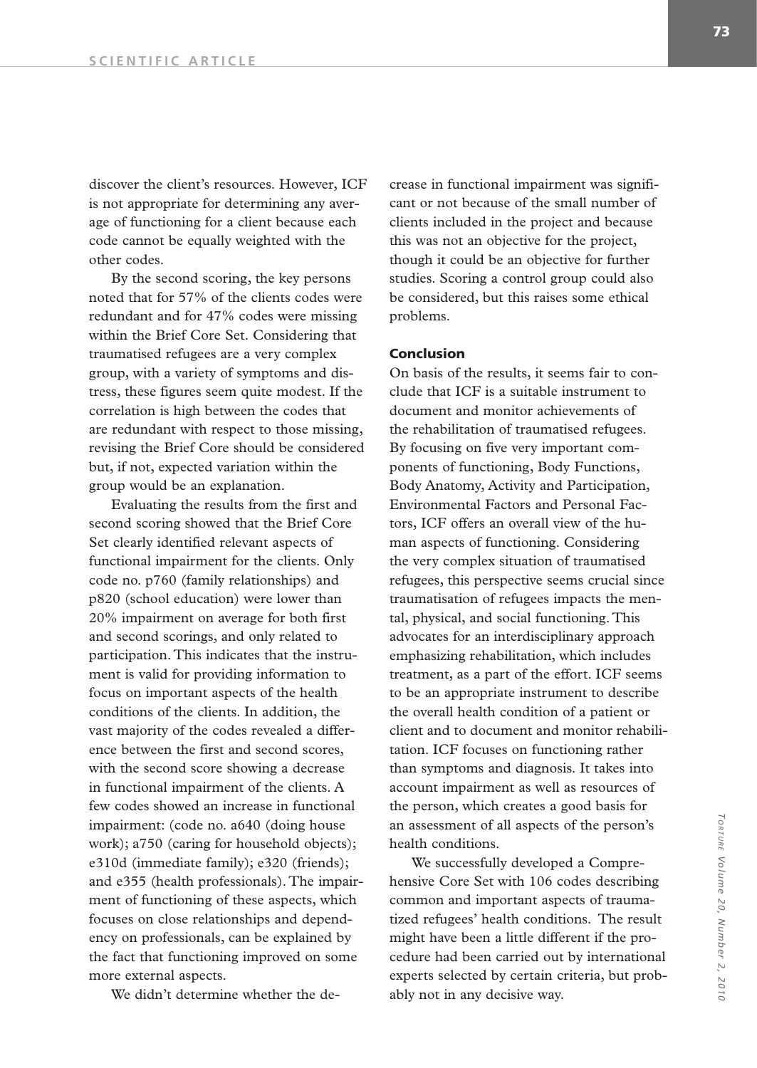discover the client's resources. However, ICF is not appropriate for determining any average of functioning for a client because each code cannot be equally weighted with the other codes.

By the second scoring, the key persons noted that for 57% of the clients codes were redundant and for 47% codes were missing within the Brief Core Set. Considering that traumatised refugees are a very complex group, with a variety of symptoms and distress, these figures seem quite modest. If the correlation is high between the codes that are redundant with respect to those missing, revising the Brief Core should be considered but, if not, expected variation within the group would be an explanation.

Evaluating the results from the first and second scoring showed that the Brief Core Set clearly identified relevant aspects of functional impairment for the clients. Only code no. p760 (family relationships) and p820 (school education) were lower than 20% impairment on average for both first and second scorings, and only related to participation. This indicates that the instrument is valid for providing information to focus on important aspects of the health conditions of the clients. In addition, the vast majority of the codes revealed a difference between the first and second scores, with the second score showing a decrease in functional impairment of the clients. A few codes showed an increase in functional impairment: (code no. a640 (doing house work); a750 (caring for household objects); e310d (immediate family); e320 (friends); and e355 (health professionals). The impairment of functioning of these aspects, which focuses on close relationships and dependency on professionals, can be explained by the fact that functioning improved on some more external aspects.

We didn't determine whether the decrease in functional impairment was significant or not because of the small number of clients included in the project and because this was not an objective for the project, though it could be an objective for further studies. Scoring a control group could also be considered, but this raises some ethical problems.

## Conclusion

On basis of the results, it seems fair to conclude that ICF is a suitable instrument to document and monitor achievements of the rehabilitation of traumatised refugees. By focusing on five very important components of functioning, Body Functions, Body Anatomy, Activity and Participation, Environmental Factors and Personal Factors, ICF offers an overall view of the human aspects of functioning. Considering the very complex situation of traumatised refugees, this perspective seems crucial since traumatisation of refugees impacts the mental, physical, and social functioning. This advocates for an interdisciplinary approach emphasizing rehabilitation, which includes treatment, as a part of the effort. ICF seems to be an appropriate instrument to describe the overall health condition of a patient or client and to document and monitor rehabilitation. ICF focuses on functioning rather than symptoms and diagnosis. It takes into account impairment as well as resources of the person, which creates a good basis for an assessment of all aspects of the person's health conditions.

We successfully developed a Comprehensive Core Set with 106 codes describing common and important aspects of traumatized refugees' health conditions. The result might have been a little different if the procedure had been carried out by international experts selected by certain criteria, but probably not in any decisive way.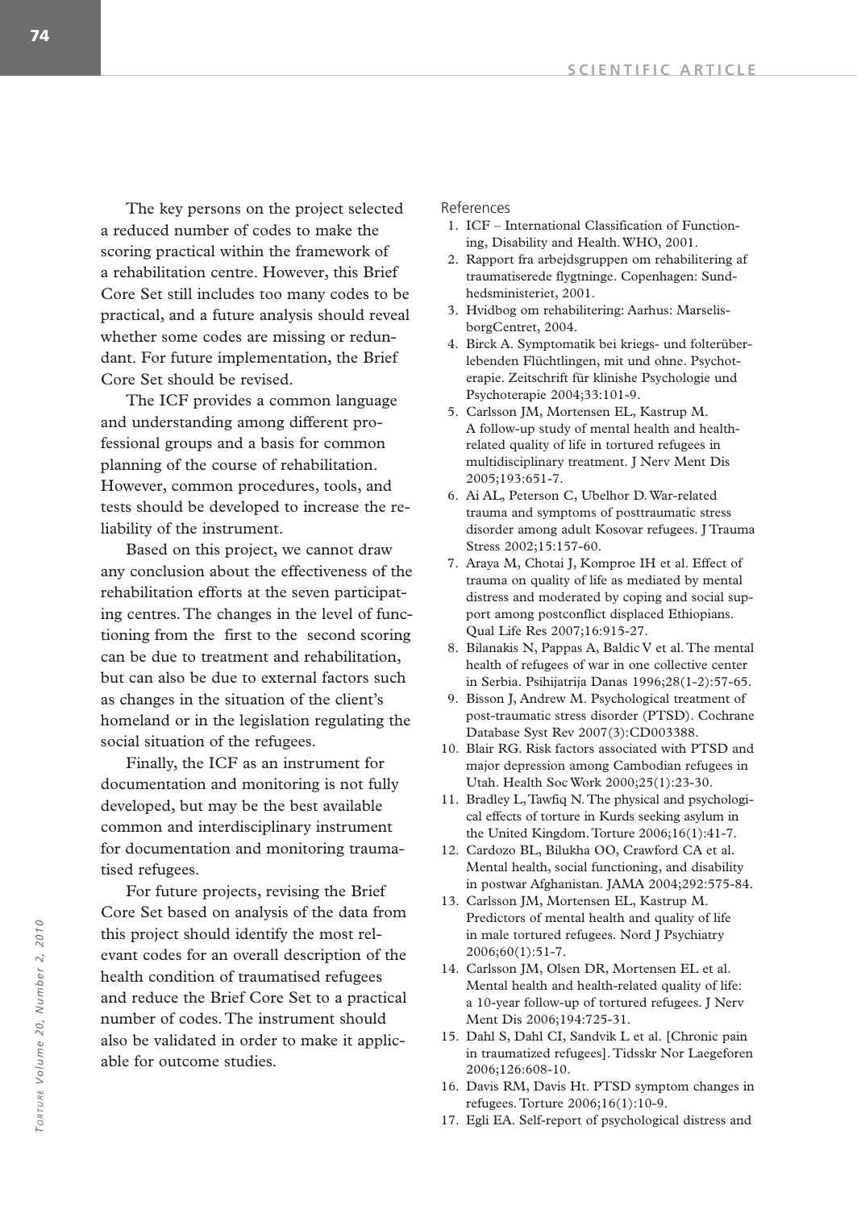The key persons on the project selected a reduced number of codes to make the scoring practical within the framework of a rehabilitation centre. However, this Brief Core Set still includes too many codes to be practical, and a future analysis should reveal whether some codes are missing or redundant. For future implementation, the Brief Core Set should be revised.

The ICF provides a common language and understanding among different professional groups and a basis for common planning of the course of rehabilitation. However, common procedures, tools, and tests should be developed to increase the reliability of the instrument.

Based on this project, we cannot draw any conclusion about the effectiveness of the rehabilitation efforts at the seven participating centres. The changes in the level of functioning from the first to the second scoring can be due to treatment and rehabilitation, but can also be due to external factors such as changes in the situation of the client's homeland or in the legislation regulating the social situation of the refugees.

Finally, the ICF as an instrument for documentation and monitoring is not fully developed, but may be the best available common and interdisciplinary instrument for documentation and monitoring traumatised refugees.

For future projects, revising the Brief Core Set based on analysis of the data from this project should identify the most relevant codes for an overall description of the health condition of traumatised refugees and reduce the Brief Core Set to a practical number of codes. The instrument should also be validated in order to make it applicable for outcome studies.

References

1. ICF – International Classification of Functioning, Disability and Health. WHO, 2001.
2. Rapport fra arbejdsgruppen om rehabilitering af traumatiserede flygtninge. Copenhagen: Sundhedsministeriet, 2001.
3. Hvidbog om rehabilitering: Aarhus: MarselisborgCentret, 2004.
4. Birck A. Symptomatik bei kriegs- und folterüberlebenden Flüchtlingen, mit und ohne. Psychoterapie. Zeitschrift für klinishe Psychologie und Psychoterapie 2004;33:101-9.
5. Carlsson JM, Mortensen EL, Kastrup M. A follow-up study of mental health and health-related quality of life in tortured refugees in multidisciplinary treatment. J Nerv Ment Dis 2005;193:651-7.
6. Ai AL, Peterson C, Ubelhor D. War-related trauma and symptoms of posttraumatic stress disorder among adult Kosovar refugees. J Trauma Stress 2002;15:157-60.
7. Araya M, Chotai J, Komproe IH et al. Effect of trauma on quality of life as mediated by mental distress and moderated by coping and social support among postconflict displaced Ethiopians. Qual Life Res 2007;16:915-27.
8. Bilanakis N, Pappas A, Baldic V et al. The mental health of refugees of war in one collective center in Serbia. Psihijatrija Danas 1996;28(1-2):57-65.
9. Bisson J, Andrew M. Psychological treatment of post-traumatic stress disorder (PTSD). Cochrane Database Syst Rev 2007(3):CD003388.
10. Blair RG. Risk factors associated with PTSD and major depression among Cambodian refugees in Utah. Health Soc Work 2000;25(1):23-30.
11. Bradley L, Tawfiq N. The physical and psychological effects of torture in Kurds seeking asylum in the United Kingdom. Torture 2006;16(1):41-7.
12. Cardozo BL, Bilukha OO, Crawford CA et al. Mental health, social functioning, and disability in postwar Afghanistan. JAMA 2004;292:575-84.
13. Carlsson JM, Mortensen EL, Kastrup M. Predictors of mental health and quality of life in male tortured refugees. Nord J Psychiatry 2006;60(1):51-7.
14. Carlsson JM, Olsen DR, Mortensen EL et al. Mental health and health-related quality of life: a 10-year follow-up of tortured refugees. J Nerv Ment Dis 2006;194:725-31.
15. Dahl S, Dahl CI, Sandvik L et al. [Chronic pain in traumatized refugees]. Tidsskr Nor Laegeforen 2006;126:608-10.
16. Davis RM, Davis Ht. PTSD symptom changes in refugees. Torture 2006;16(1):10-9.
17. Egli EA. Self-report of psychological distress and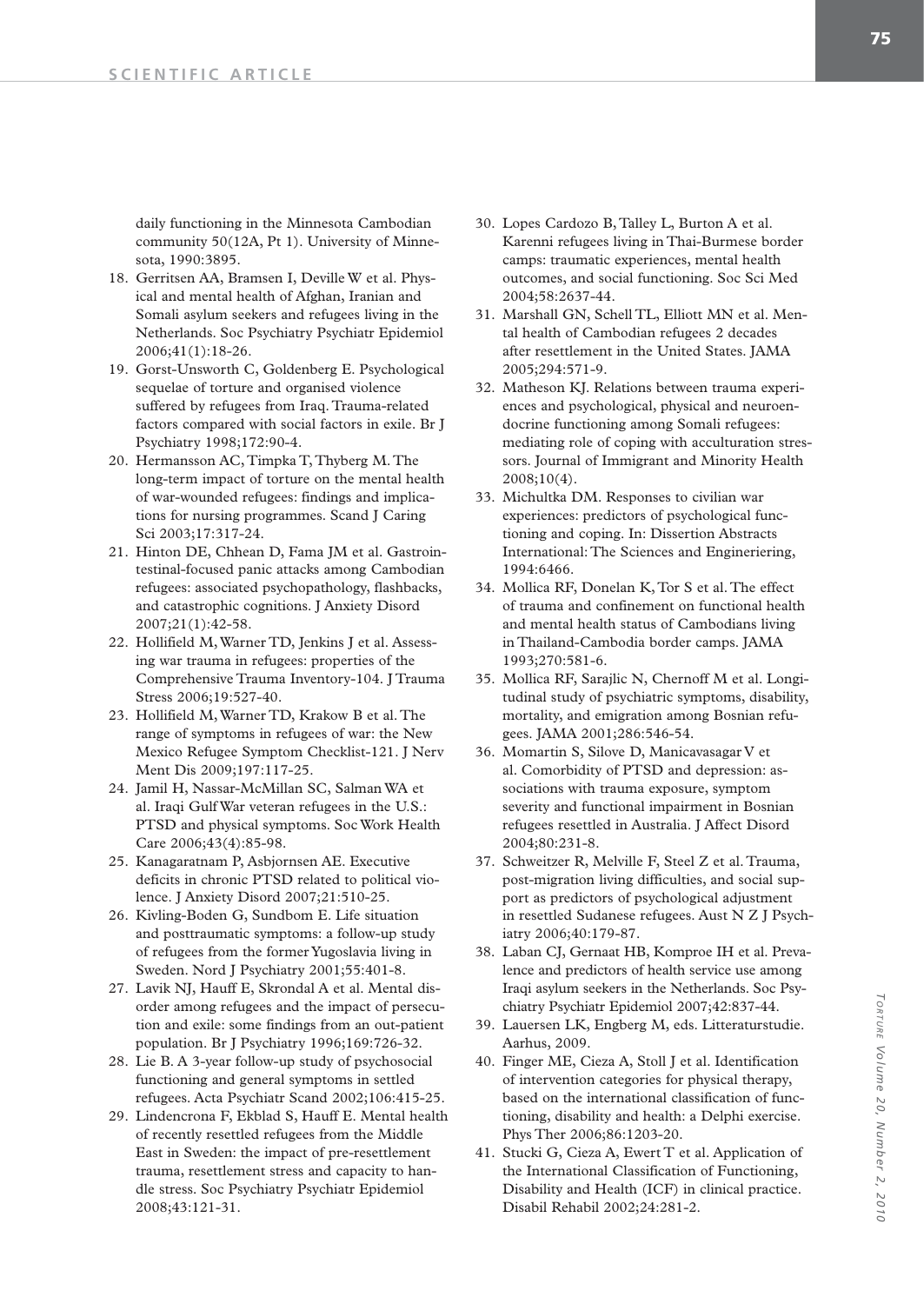daily functioning in the Minnesota Cambodian community 50(12A, Pt 1). University of Minnesota, 1990:3895.

18. Gerritsen AA, Bramsen I, Deville W et al. Physical and mental health of Afghan, Iranian and Somali asylum seekers and refugees living in the Netherlands. Soc Psychiatry Psychiatr Epidemiol 2006;41(1):18-26.
19. Gorst-Unsworth C, Goldenberg E. Psychological sequelae of torture and organised violence suffered by refugees from Iraq. Trauma-related factors compared with social factors in exile. Br J Psychiatry 1998;172:90-4.
20. Hermansson AC, Timpka T, Thyberg M. The long-term impact of torture on the mental health of war-wounded refugees: findings and implications for nursing programmes. Scand J Caring Sci 2003;17:317-24.
21. Hinton DE, Chhean D, Fama JM et al. Gastrointestinal-focused panic attacks among Cambodian refugees: associated psychopathology, flashbacks, and catastrophic cognitions. J Anxiety Disord 2007;21(1):42-58.
22. Hollifield M, Warner TD, Jenkins J et al. Assessing war trauma in refugees: properties of the Comprehensive Trauma Inventory-104. J Trauma Stress 2006;19:527-40.
23. Hollifield M, Warner TD, Krakow B et al. The range of symptoms in refugees of war: the New Mexico Refugee Symptom Checklist-121. J Nerv Ment Dis 2009;197:117-25.
24. Jamil H, Nassar-McMillan SC, Salman WA et al. Iraqi Gulf War veteran refugees in the U.S.: PTSD and physical symptoms. Soc Work Health Care 2006;43(4):85-98.
25. Kanagaratnam P, Asbjornsen AE. Executive deficits in chronic PTSD related to political violence. J Anxiety Disord 2007;21:510-25.
26. Kivling-Boden G, Sundbom E. Life situation and posttraumatic symptoms: a follow-up study of refugees from the former Yugoslavia living in Sweden. Nord J Psychiatry 2001;55:401-8.
27. Lavik NJ, Hauff E, Skrondal A et al. Mental disorder among refugees and the impact of persecution and exile: some findings from an out-patient population. Br J Psychiatry 1996;169:726-32.
28. Lie B. A 3-year follow-up study of psychosocial functioning and general symptoms in settled refugees. Acta Psychiatr Scand 2002;106:415-25.
29. Lindencrona F, Ekblad S, Hauff E. Mental health of recently resettled refugees from the Middle East in Sweden: the impact of pre-resettlement trauma, resettlement stress and capacity to handle stress. Soc Psychiatry Psychiatr Epidemiol 2008;43:121-31.
30. Lopes Cardozo B, Talley L, Burton A et al. Karenni refugees living in Thai-Burmese border camps: traumatic experiences, mental health outcomes, and social functioning. Soc Sci Med 2004;58:2637-44.
31. Marshall GN, Schell TL, Elliott MN et al. Mental health of Cambodian refugees 2 decades after resettlement in the United States. JAMA 2005;294:571-9.
32. Matheson KJ. Relations between trauma experiences and psychological, physical and neuroendocrine functioning among Somali refugees: mediating role of coping with acculturation stressors. Journal of Immigrant and Minority Health 2008;10(4).
33. Michultka DM. Responses to civilian war experiences: predictors of psychological functioning and coping. In: Dissertion Abstracts International: The Sciences and Engineriering, 1994:6466.
34. Mollica RF, Donelan K, Tor S et al. The effect of trauma and confinement on functional health and mental health status of Cambodians living in Thailand-Cambodia border camps. JAMA 1993;270:581-6.
35. Mollica RF, Sarajlic N, Chernoff M et al. Longitudinal study of psychiatric symptoms, disability, mortality, and emigration among Bosnian refugees. JAMA 2001;286:546-54.
36. Momartin S, Silove D, Manicavasagar V et al. Comorbidity of PTSD and depression: associations with trauma exposure, symptom severity and functional impairment in Bosnian refugees resettled in Australia. J Affect Disord 2004;80:231-8.
37. Schweitzer R, Melville F, Steel Z et al. Trauma, post-migration living difficulties, and social support as predictors of psychological adjustment in resettled Sudanese refugees. Aust N Z J Psychiatry 2006;40:179-87.
38. Laban CJ, Gernaat HB, Komproe IH et al. Prevalence and predictors of health service use among Iraqi asylum seekers in the Netherlands. Soc Psychiatry Psychiatr Epidemiol 2007;42:837-44.
39. Lauersen LK, Engberg M, eds. Litteraturstudie. Aarhus, 2009.
40. Finger ME, Cieza A, Stoll J et al. Identification of intervention categories for physical therapy, based on the international classification of functioning, disability and health: a Delphi exercise. Phys Ther 2006;86:1203-20.
41. Stucki G, Cieza A, Ewert T et al. Application of the International Classification of Functioning, Disability and Health (ICF) in clinical practice. Disabil Rehabil 2002;24:281-2.